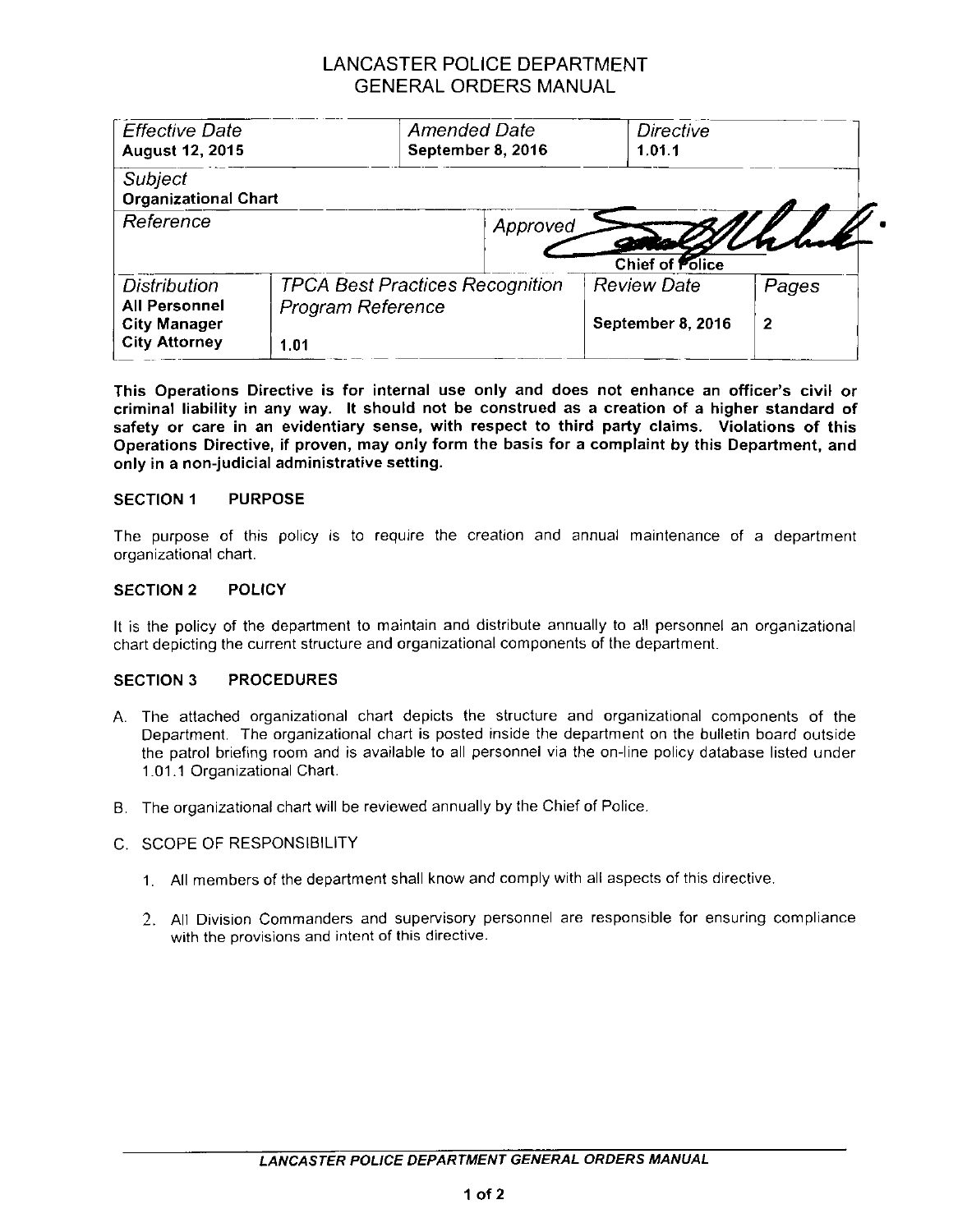# LANCASTER POLICE DEPARTMENT
## GENERAL ORDERS MANUAL

| *Effective Date* **August 12, 2015** | | *Amended Date* **September 8, 2016** | | *Directive* **1.01.1** | |
|---|---|---|---|---|---|
| *Subject* **Organizational Chart** | | | | | |
| *Reference* | | | *Approved* | **Chief of Police** | |
| *Distribution* **All Personnel** **City Manager** **City Attorney** | *TPCA Best Practices Recognition Program Reference* 1.01 | | | *Review Date* **September 8, 2016** | *Pages* **2** |

**This Operations Directive is for internal use only and does not enhance an officer's civil or criminal liability in any way. It should not be construed as a creation of a higher standard of safety or care in an evidentiary sense, with respect to third party claims. Violations of this Operations Directive, if proven, may only form the basis for a complaint by this Department, and only in a non-judicial administrative setting.**

### SECTION 1 PURPOSE

The purpose of this policy is to require the creation and annual maintenance of a department organizational chart.

### SECTION 2 POLICY

It is the policy of the department to maintain and distribute annually to all personnel an organizational chart depicting the current structure and organizational components of the department.

### SECTION 3 PROCEDURES

A. The attached organizational chart depicts the structure and organizational components of the Department. The organizational chart is posted inside the department on the bulletin board outside the patrol briefing room and is available to all personnel via the on-line policy database listed under 1.01.1 Organizational Chart.

B. The organizational chart will be reviewed annually by the Chief of Police.

C. SCOPE OF RESPONSIBILITY

1. All members of the department shall know and comply with all aspects of this directive.
2. All Division Commanders and supervisory personnel are responsible for ensuring compliance with the provisions and intent of this directive.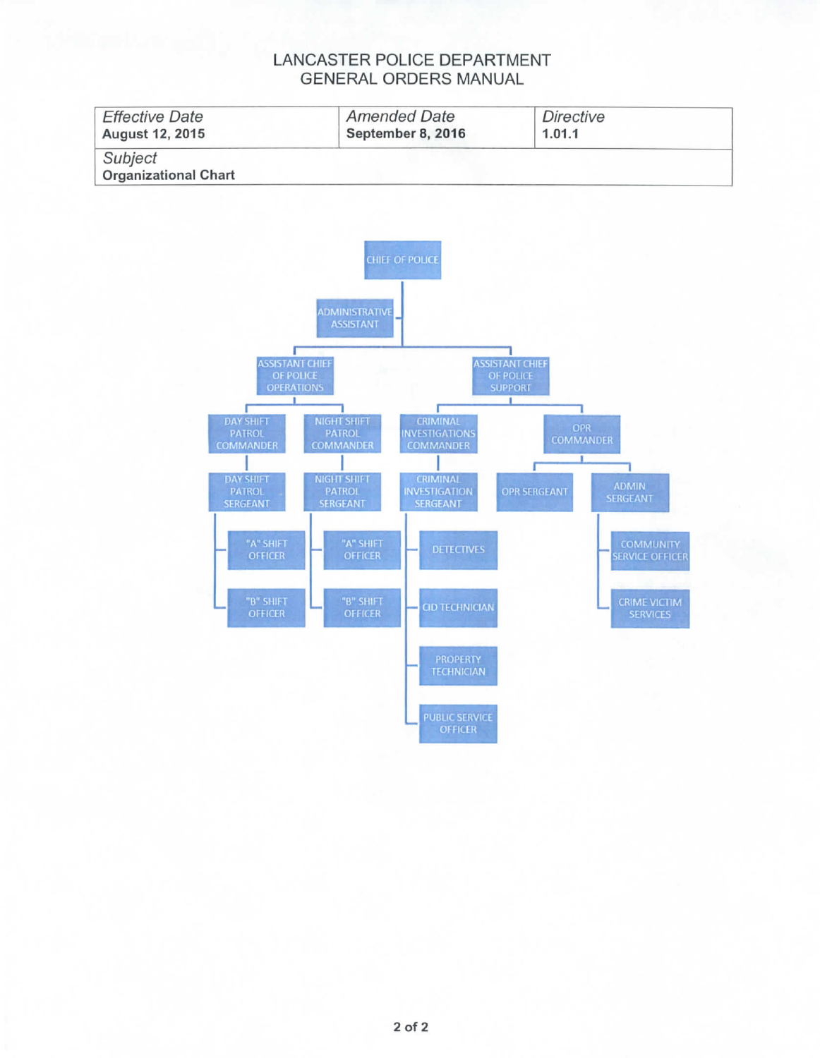LANCASTER POLICE DEPARTMENT
GENERAL ORDERS MANUAL

| *Effective Date* | *Amended Date* | *Directive* |
|---|---|---|
| **August 12, 2015** | **September 8, 2016** | **1.01.1** |
| *Subject* **Organizational Chart** | | |

CHIEF OF POLICE

ADMINISTRATIVE ASSISTANT

ASSISTANT CHIEF OF POLICE OPERATIONS

ASSISTANT CHIEF OF POLICE SUPPORT

DAY SHIFT PATROL COMMANDER

NIGHT SHIFT PATROL COMMANDER

CRIMINAL INVESTIGATIONS COMMANDER

OPR COMMANDER

DAY SHIFT PATROL SERGEANT

NIGHT SHIFT PATROL SERGEANT

CRIMINAL INVESTIGATION SERGEANT

OPR SERGEANT

ADMIN SERGEANT

"A" SHIFT OFFICER

"B" SHIFT OFFICER

"A" SHIFT OFFICER

"B" SHIFT OFFICER

DETECTIVES

CID TECHNICIAN

PROPERTY TECHNICIAN

PUBLIC SERVICE OFFICER

COMMUNITY SERVICE OFFICER

CRIME VICTIM SERVICES